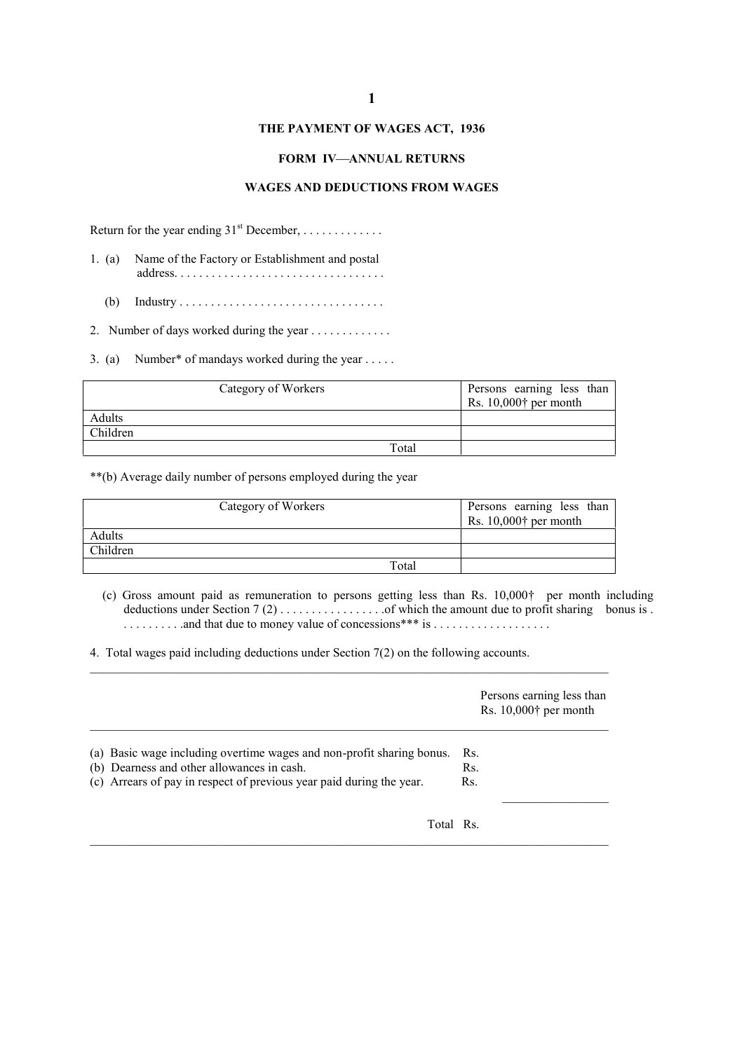## THE PAYMENT OF WAGES ACT, 1936

### FORM IV—ANNUAL RETURNS

### WAGES AND DEDUCTIONS FROM WAGES

Return for the year ending 31st December, . . . . . . . . . . . . .

1. (a) Name of the Factory or Establishment and postal address. . . . . . . . . . . . . . . . . . . . . . . . . . . . . . . . .

   (b) Industry . . . . . . . . . . . . . . . . . . . . . . . . . . . . . . . .

2. Number of days worked during the year . . . . . . . . . . . . .

3. (a) Number* of mandays worked during the year . . . . .

| Category of Workers | Persons earning less than Rs. 10,000† per month |
|---|---|
| Adults | |
| Children | |
| Total | |

**(b) Average daily number of persons employed during the year

| Category of Workers | Persons earning less than Rs. 10,000† per month |
|---|---|
| Adults | |
| Children | |
| Total | |

(c) Gross amount paid as remuneration to persons getting less than Rs. 10,000† per month including deductions under Section 7 (2) . . . . . . . . . . . . . . . . .of which the amount due to profit sharing bonus is . . . . . . . . . . .and that due to money value of concessions*** is . . . . . . . . . . . . . . . . . . .

4. Total wages paid including deductions under Section 7(2) on the following accounts.

| | Persons earning less than Rs. 10,000† per month |
|---|---|
| (a) Basic wage including overtime wages and non-profit sharing bonus. | Rs. |
| (b) Dearness and other allowances in cash. | Rs. |
| (c) Arrears of pay in respect of previous year paid during the year. | Rs. |
| Total | Rs. |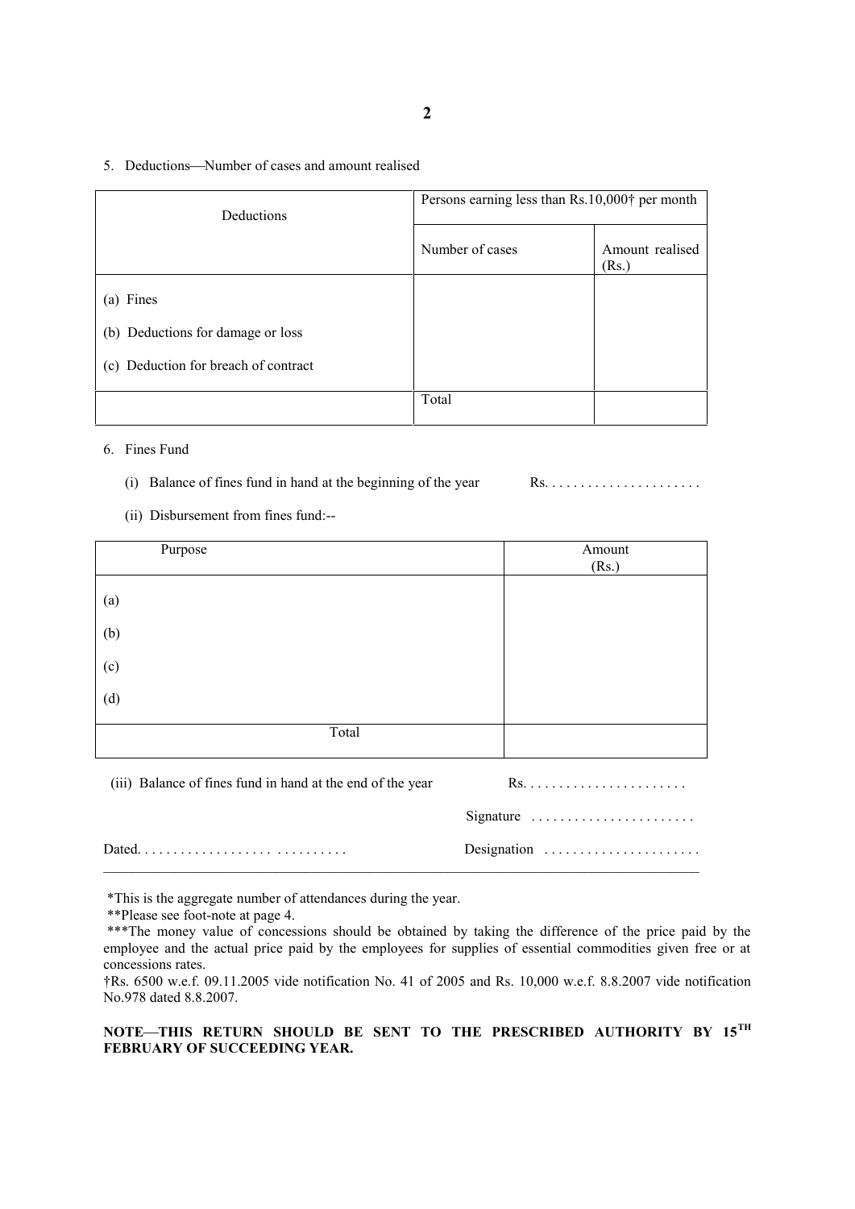5. Deductions—Number of cases and amount realised

| Deductions | Persons earning less than Rs.10,000† per month | |
|---|---|---|
| | Number of cases | Amount realised (Rs.) |
| (a) Fines | | |
| (b) Deductions for damage or loss | | |
| (c) Deduction for breach of contract | | |
| | Total | |

6. Fines Fund

(i) Balance of fines fund in hand at the beginning of the year Rs. . . . . . . . . . . . . . . . . . . . . .

(ii) Disbursement from fines fund:--

| Purpose | Amount (Rs.) |
|---|---|
| (a) | |
| (b) | |
| (c) | |
| (d) | |
| Total | |

(iii) Balance of fines fund in hand at the end of the year Rs. . . . . . . . . . . . . . . . . . . . . . .

Signature . . . . . . . . . . . . . . . . . . . . . . .

Dated. . . . . . . . . . . . . . . . . . . . . . . . . . . . . . Designation . . . . . . . . . . . . . . . . . . . . . .

*This is the aggregate number of attendances during the year.

**Please see foot-note at page 4.

***The money value of concessions should be obtained by taking the difference of the price paid by the employee and the actual price paid by the employees for supplies of essential commodities given free or at concessions rates.

†Rs. 6500 w.e.f. 09.11.2005 vide notification No. 41 of 2005 and Rs. 10,000 w.e.f. 8.8.2007 vide notification No.978 dated 8.8.2007.

**NOTE—THIS RETURN SHOULD BE SENT TO THE PRESCRIBED AUTHORITY BY 15TH FEBRUARY OF SUCCEEDING YEAR.**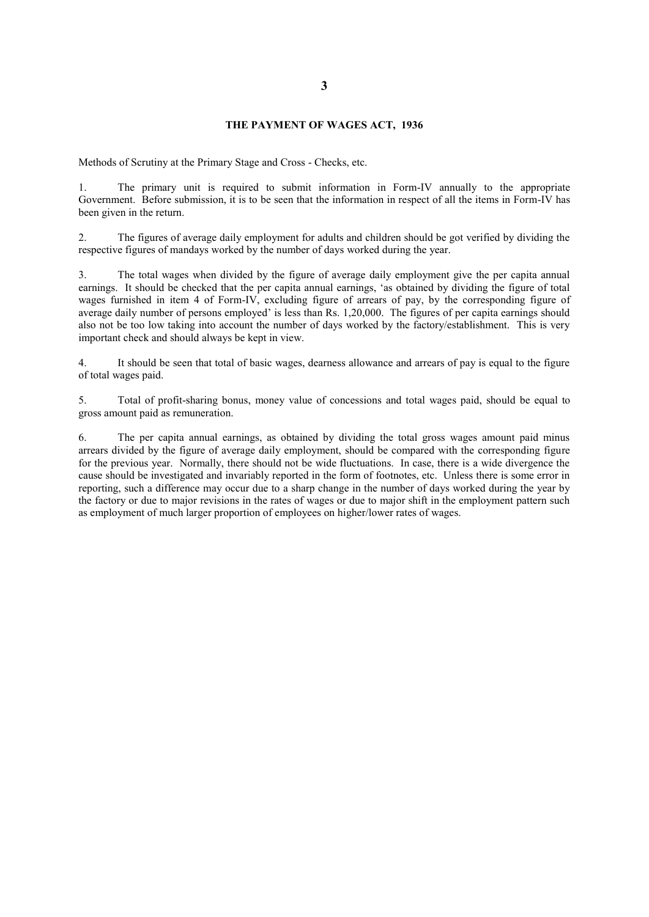# THE PAYMENT OF WAGES ACT, 1936

Methods of Scrutiny at the Primary Stage and Cross - Checks, etc.

1. The primary unit is required to submit information in Form-IV annually to the appropriate Government. Before submission, it is to be seen that the information in respect of all the items in Form-IV has been given in the return.

2. The figures of average daily employment for adults and children should be got verified by dividing the respective figures of mandays worked by the number of days worked during the year.

3. The total wages when divided by the figure of average daily employment give the per capita annual earnings. It should be checked that the per capita annual earnings, 'as obtained by dividing the figure of total wages furnished in item 4 of Form-IV, excluding figure of arrears of pay, by the corresponding figure of average daily number of persons employed' is less than Rs. 1,20,000. The figures of per capita earnings should also not be too low taking into account the number of days worked by the factory/establishment. This is very important check and should always be kept in view.

4. It should be seen that total of basic wages, dearness allowance and arrears of pay is equal to the figure of total wages paid.

5. Total of profit-sharing bonus, money value of concessions and total wages paid, should be equal to gross amount paid as remuneration.

6. The per capita annual earnings, as obtained by dividing the total gross wages amount paid minus arrears divided by the figure of average daily employment, should be compared with the corresponding figure for the previous year. Normally, there should not be wide fluctuations. In case, there is a wide divergence the cause should be investigated and invariably reported in the form of footnotes, etc. Unless there is some error in reporting, such a difference may occur due to a sharp change in the number of days worked during the year by the factory or due to major revisions in the rates of wages or due to major shift in the employment pattern such as employment of much larger proportion of employees on higher/lower rates of wages.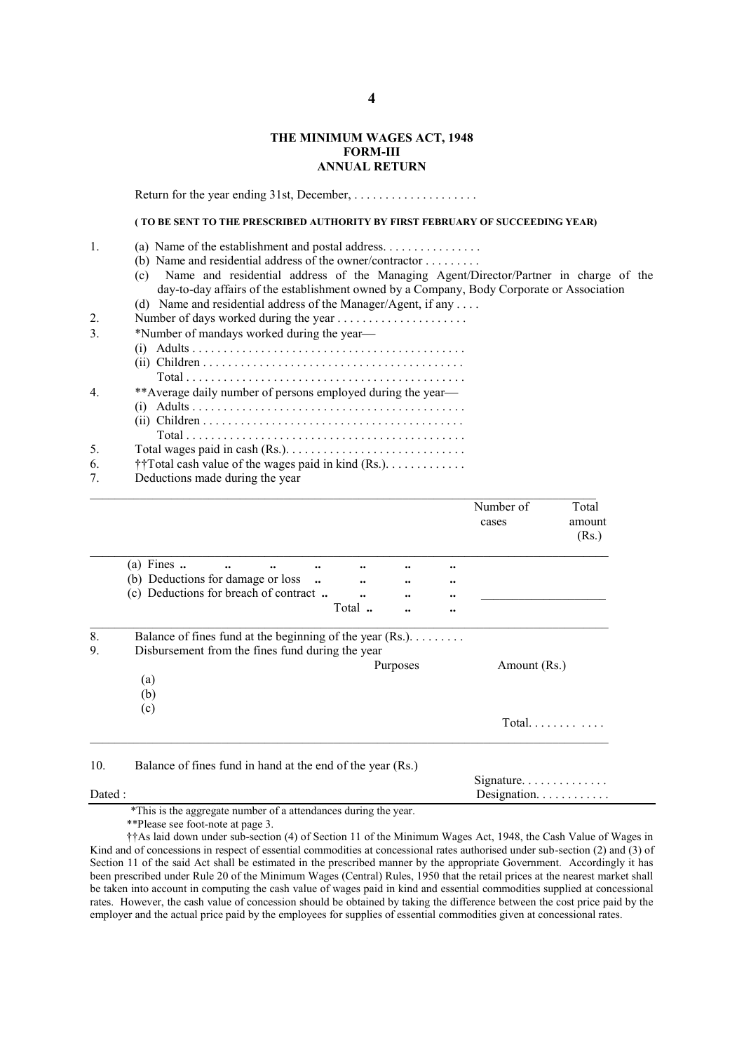# THE MINIMUM WAGES ACT, 1948

## FORM-III

## ANNUAL RETURN

Return for the year ending 31st, December, . . . . . . . . . . . . . . . . . . . .

**( TO BE SENT TO THE PRESCRIBED AUTHORITY BY FIRST FEBRUARY OF SUCCEEDING YEAR)**

1. (a) Name of the establishment and postal address. . . . . . . . . . . . . . . .
   (b) Name and residential address of the owner/contractor . . . . . . . . .
   (c) Name and residential address of the Managing Agent/Director/Partner in charge of the day-to-day affairs of the establishment owned by a Company, Body Corporate or Association
   (d) Name and residential address of the Manager/Agent, if any . . . .
2. Number of days worked during the year . . . . . . . . . . . . . . . . . . . . .
3. *Number of mandays worked during the year—
   (i) Adults . . . . . . . . . . . . . . . . . . . . . . . . . . . . . . . . . . . . . . . . . . .
   (ii) Children . . . . . . . . . . . . . . . . . . . . . . . . . . . . . . . . . . . . . . . . .
   Total . . . . . . . . . . . . . . . . . . . . . . . . . . . . . . . . . . . . . . . . . . . .
4. **Average daily number of persons employed during the year—
   (i) Adults . . . . . . . . . . . . . . . . . . . . . . . . . . . . . . . . . . . . . . . . . . .
   (ii) Children . . . . . . . . . . . . . . . . . . . . . . . . . . . . . . . . . . . . . . . . .
   Total . . . . . . . . . . . . . . . . . . . . . . . . . . . . . . . . . . . . . . . . . . . .
5. Total wages paid in cash (Rs.). . . . . . . . . . . . . . . . . . . . . . . . . . . . .
6. ††Total cash value of the wages paid in kind (Rs.). . . . . . . . . . . . .
7. Deductions made during the year

| | Number of cases | Total amount (Rs.) |
|---|---|---|
| (a) Fines .. .. .. .. .. .. .. | | |
| (b) Deductions for damage or loss .. .. .. .. | | |
| (c) Deductions for breach of contract .. .. .. .. | | |
| Total .. .. .. | | |

8. Balance of fines fund at the beginning of the year (Rs.). . . . . . . . .
9. Disbursement from the fines fund during the year

| | Purposes | Amount (Rs.) |
|---|---|---|
| (a) | | |
| (b) | | |
| (c) | | |
| | | Total. . . . . . . . . . . . . |

10. Balance of fines fund in hand at the end of the year (Rs.)

Signature. . . . . . . . . . . . .

Dated : Designation. . . . . . . . . . .

*This is the aggregate number of a attendances during the year.

**Please see foot-note at page 3.

††As laid down under sub-section (4) of Section 11 of the Minimum Wages Act, 1948, the Cash Value of Wages in Kind and of concessions in respect of essential commodities at concessional rates authorised under sub-section (2) and (3) of Section 11 of the said Act shall be estimated in the prescribed manner by the appropriate Government. Accordingly it has been prescribed under Rule 20 of the Minimum Wages (Central) Rules, 1950 that the retail prices at the nearest market shall be taken into account in computing the cash value of wages paid in kind and essential commodities supplied at concessional rates. However, the cash value of concession should be obtained by taking the difference between the cost price paid by the employer and the actual price paid by the employees for supplies of essential commodities given at concessional rates.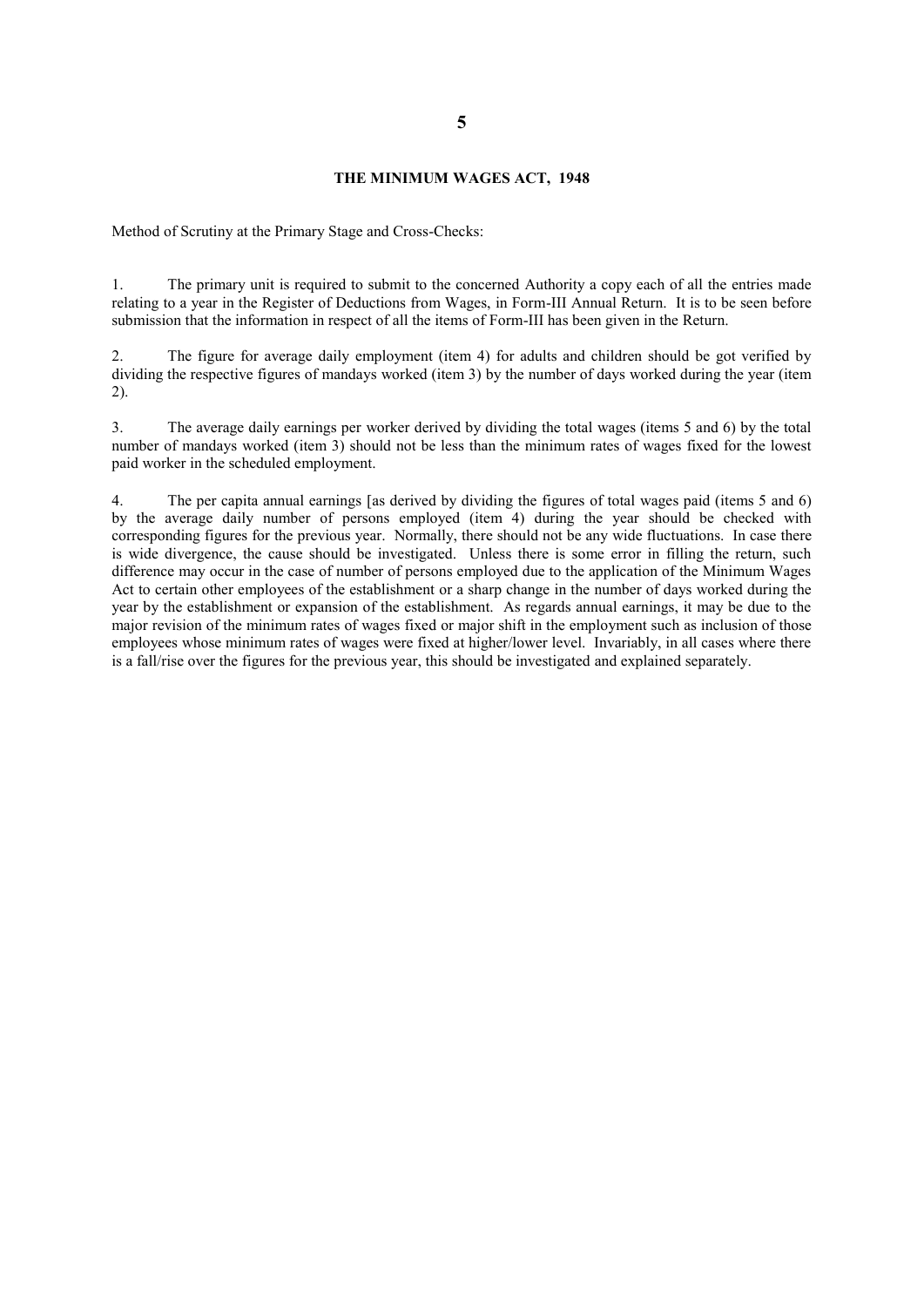## THE MINIMUM WAGES ACT, 1948

Method of Scrutiny at the Primary Stage and Cross-Checks:

1. The primary unit is required to submit to the concerned Authority a copy each of all the entries made relating to a year in the Register of Deductions from Wages, in Form-III Annual Return. It is to be seen before submission that the information in respect of all the items of Form-III has been given in the Return.

2. The figure for average daily employment (item 4) for adults and children should be got verified by dividing the respective figures of mandays worked (item 3) by the number of days worked during the year (item 2).

3. The average daily earnings per worker derived by dividing the total wages (items 5 and 6) by the total number of mandays worked (item 3) should not be less than the minimum rates of wages fixed for the lowest paid worker in the scheduled employment.

4. The per capita annual earnings [as derived by dividing the figures of total wages paid (items 5 and 6) by the average daily number of persons employed (item 4) during the year should be checked with corresponding figures for the previous year. Normally, there should not be any wide fluctuations. In case there is wide divergence, the cause should be investigated. Unless there is some error in filling the return, such difference may occur in the case of number of persons employed due to the application of the Minimum Wages Act to certain other employees of the establishment or a sharp change in the number of days worked during the year by the establishment or expansion of the establishment. As regards annual earnings, it may be due to the major revision of the minimum rates of wages fixed or major shift in the employment such as inclusion of those employees whose minimum rates of wages were fixed at higher/lower level. Invariably, in all cases where there is a fall/rise over the figures for the previous year, this should be investigated and explained separately.